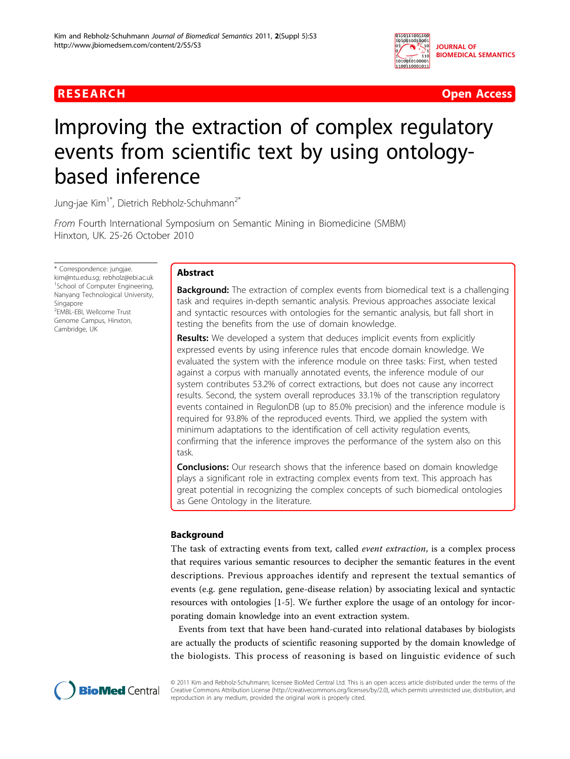RESEARCH Open Access

# Improving the extraction of complex regulatory events from scientific text by using ontology-based inference

Jung-jae Kim[1*], Dietrich Rebholz-Schuhmann[2*]

*From* Fourth International Symposium on Semantic Mining in Biomedicine (SMBM)
Hinxton, UK. 25-26 October 2010

\* Correspondence: jungjae.kim@ntu.edu.sg; rebholz@ebi.ac.uk
[1]School of Computer Engineering, Nanyang Technological University, Singapore
[2]EMBL-EBI, Wellcome Trust Genome Campus, Hinxton, Cambridge, UK

## Abstract

**Background:** The extraction of complex events from biomedical text is a challenging task and requires in-depth semantic analysis. Previous approaches associate lexical and syntactic resources with ontologies for the semantic analysis, but fall short in testing the benefits from the use of domain knowledge.

**Results:** We developed a system that deduces implicit events from explicitly expressed events by using inference rules that encode domain knowledge. We evaluated the system with the inference module on three tasks: First, when tested against a corpus with manually annotated events, the inference module of our system contributes 53.2% of correct extractions, but does not cause any incorrect results. Second, the system overall reproduces 33.1% of the transcription regulatory events contained in RegulonDB (up to 85.0% precision) and the inference module is required for 93.8% of the reproduced events. Third, we applied the system with minimum adaptations to the identification of cell activity regulation events, confirming that the inference improves the performance of the system also on this task.

**Conclusions:** Our research shows that the inference based on domain knowledge plays a significant role in extracting complex events from text. This approach has great potential in recognizing the complex concepts of such biomedical ontologies as Gene Ontology in the literature.

## Background

The task of extracting events from text, called *event extraction*, is a complex process that requires various semantic resources to decipher the semantic features in the event descriptions. Previous approaches identify and represent the textual semantics of events (e.g. gene regulation, gene-disease relation) by associating lexical and syntactic resources with ontologies [1-5]. We further explore the usage of an ontology for incorporating domain knowledge into an event extraction system.

Events from text that have been hand-curated into relational databases by biologists are actually the products of scientific reasoning supported by the domain knowledge of the biologists. This process of reasoning is based on linguistic evidence of such

© 2011 Kim and Rebholz-Schuhmann; licensee BioMed Central Ltd. This is an open access article distributed under the terms of the Creative Commons Attribution License (http://creativecommons.org/licenses/by/2.0), which permits unrestricted use, distribution, and reproduction in any medium, provided the original work is properly cited.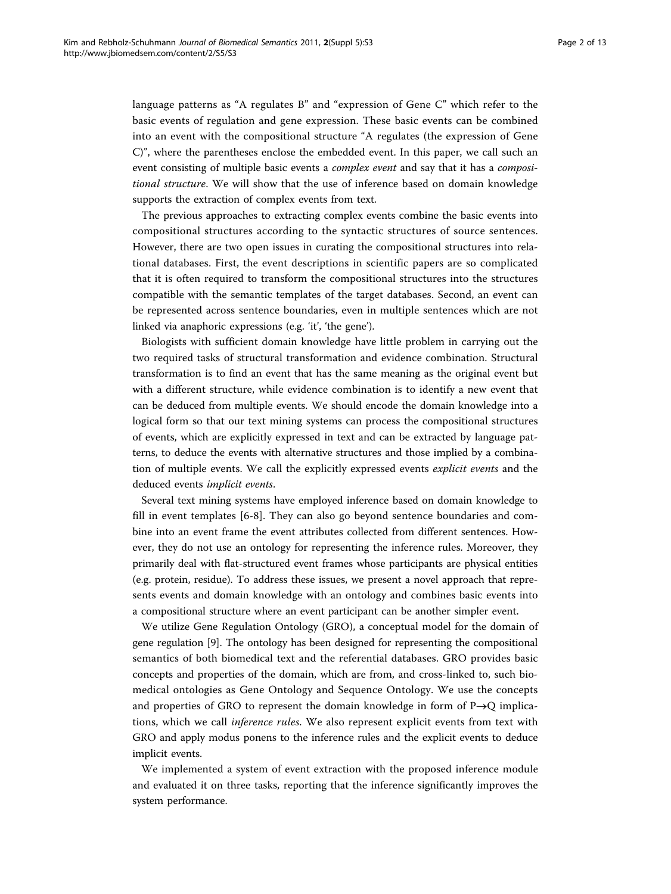language patterns as "A regulates B" and "expression of Gene C" which refer to the basic events of regulation and gene expression. These basic events can be combined into an event with the compositional structure "A regulates (the expression of Gene C)", where the parentheses enclose the embedded event. In this paper, we call such an event consisting of multiple basic events a *complex event* and say that it has a *compositional structure*. We will show that the use of inference based on domain knowledge supports the extraction of complex events from text.

The previous approaches to extracting complex events combine the basic events into compositional structures according to the syntactic structures of source sentences. However, there are two open issues in curating the compositional structures into relational databases. First, the event descriptions in scientific papers are so complicated that it is often required to transform the compositional structures into the structures compatible with the semantic templates of the target databases. Second, an event can be represented across sentence boundaries, even in multiple sentences which are not linked via anaphoric expressions (e.g. 'it', 'the gene').

Biologists with sufficient domain knowledge have little problem in carrying out the two required tasks of structural transformation and evidence combination. Structural transformation is to find an event that has the same meaning as the original event but with a different structure, while evidence combination is to identify a new event that can be deduced from multiple events. We should encode the domain knowledge into a logical form so that our text mining systems can process the compositional structures of events, which are explicitly expressed in text and can be extracted by language patterns, to deduce the events with alternative structures and those implied by a combination of multiple events. We call the explicitly expressed events *explicit events* and the deduced events *implicit events*.

Several text mining systems have employed inference based on domain knowledge to fill in event templates [6-8]. They can also go beyond sentence boundaries and combine into an event frame the event attributes collected from different sentences. However, they do not use an ontology for representing the inference rules. Moreover, they primarily deal with flat-structured event frames whose participants are physical entities (e.g. protein, residue). To address these issues, we present a novel approach that represents events and domain knowledge with an ontology and combines basic events into a compositional structure where an event participant can be another simpler event.

We utilize Gene Regulation Ontology (GRO), a conceptual model for the domain of gene regulation [9]. The ontology has been designed for representing the compositional semantics of both biomedical text and the referential databases. GRO provides basic concepts and properties of the domain, which are from, and cross-linked to, such biomedical ontologies as Gene Ontology and Sequence Ontology. We use the concepts and properties of GRO to represent the domain knowledge in form of $P \rightarrow Q$ implications, which we call *inference rules*. We also represent explicit events from text with GRO and apply modus ponens to the inference rules and the explicit events to deduce implicit events.

We implemented a system of event extraction with the proposed inference module and evaluated it on three tasks, reporting that the inference significantly improves the system performance.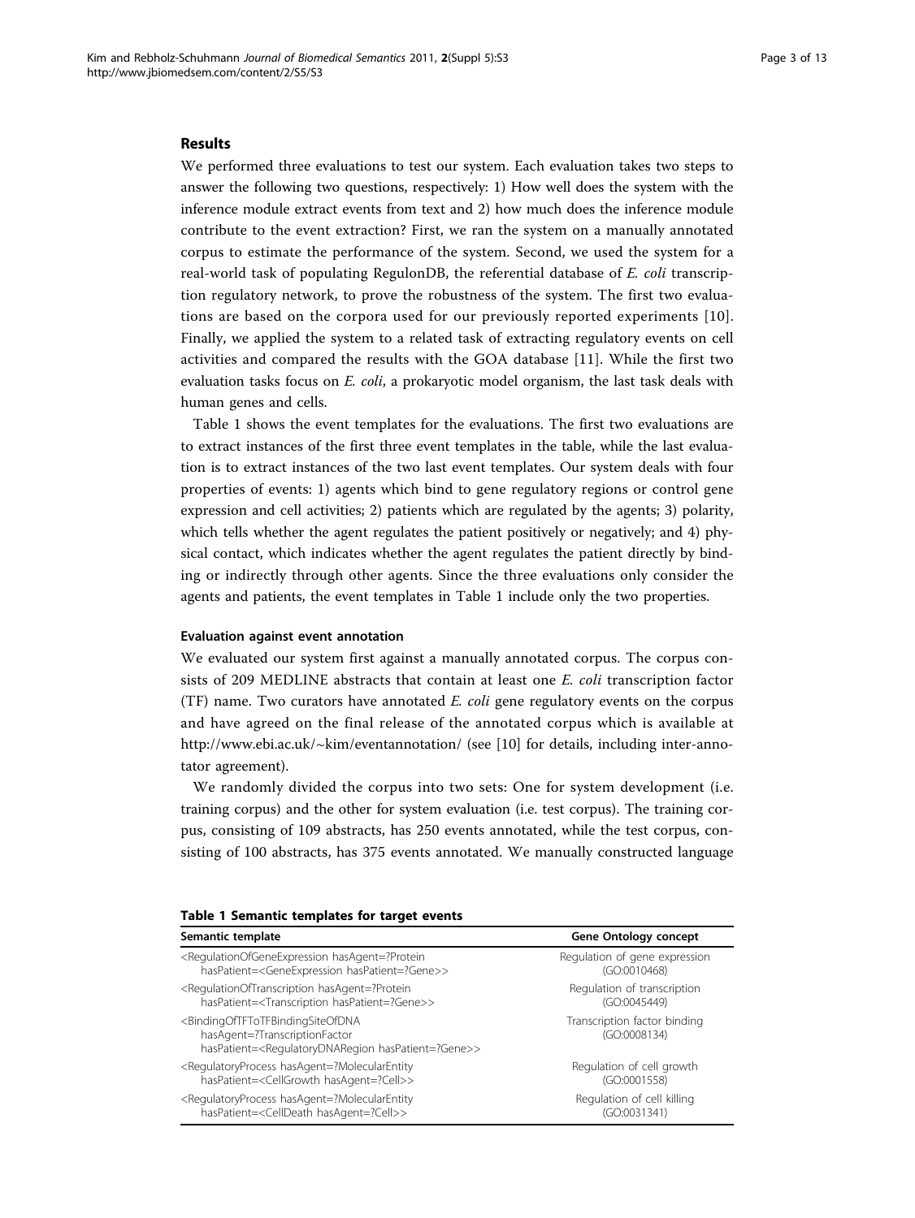## Results

We performed three evaluations to test our system. Each evaluation takes two steps to answer the following two questions, respectively: 1) How well does the system with the inference module extract events from text and 2) how much does the inference module contribute to the event extraction? First, we ran the system on a manually annotated corpus to estimate the performance of the system. Second, we used the system for a real-world task of populating RegulonDB, the referential database of *E. coli* transcription regulatory network, to prove the robustness of the system. The first two evaluations are based on the corpora used for our previously reported experiments [10]. Finally, we applied the system to a related task of extracting regulatory events on cell activities and compared the results with the GOA database [11]. While the first two evaluation tasks focus on *E. coli*, a prokaryotic model organism, the last task deals with human genes and cells.

Table 1 shows the event templates for the evaluations. The first two evaluations are to extract instances of the first three event templates in the table, while the last evaluation is to extract instances of the two last event templates. Our system deals with four properties of events: 1) agents which bind to gene regulatory regions or control gene expression and cell activities; 2) patients which are regulated by the agents; 3) polarity, which tells whether the agent regulates the patient positively or negatively; and 4) physical contact, which indicates whether the agent regulates the patient directly by binding or indirectly through other agents. Since the three evaluations only consider the agents and patients, the event templates in Table 1 include only the two properties.

### Evaluation against event annotation

We evaluated our system first against a manually annotated corpus. The corpus consists of 209 MEDLINE abstracts that contain at least one *E. coli* transcription factor (TF) name. Two curators have annotated *E. coli* gene regulatory events on the corpus and have agreed on the final release of the annotated corpus which is available at http://www.ebi.ac.uk/~kim/eventannotation/ (see [10] for details, including inter-annotator agreement).

We randomly divided the corpus into two sets: One for system development (i.e. training corpus) and the other for system evaluation (i.e. test corpus). The training corpus, consisting of 109 abstracts, has 250 events annotated, while the test corpus, consisting of 100 abstracts, has 375 events annotated. We manually constructed language

**Table 1 Semantic templates for target events**

| Semantic template | Gene Ontology concept |
|---|---|
| <RegulationOfGeneExpression hasAgent=?Protein hasPatient=<GeneExpression hasPatient=?Gene>> | Regulation of gene expression (GO:0010468) |
| <RegulationOfTranscription hasAgent=?Protein hasPatient=<Transcription hasPatient=?Gene>> | Regulation of transcription (GO:0045449) |
| <BindingOfTFToTFBindingSiteOfDNA hasAgent=?TranscriptionFactor hasPatient=<RegulatoryDNARegion hasPatient=?Gene>> | Transcription factor binding (GO:0008134) |
| <RegulatoryProcess hasAgent=?MolecularEntity hasPatient=<CellGrowth hasAgent=?Cell>> | Regulation of cell growth (GO:0001558) |
| <RegulatoryProcess hasAgent=?MolecularEntity hasPatient=<CellDeath hasAgent=?Cell>> | Regulation of cell killing (GO:0031341) |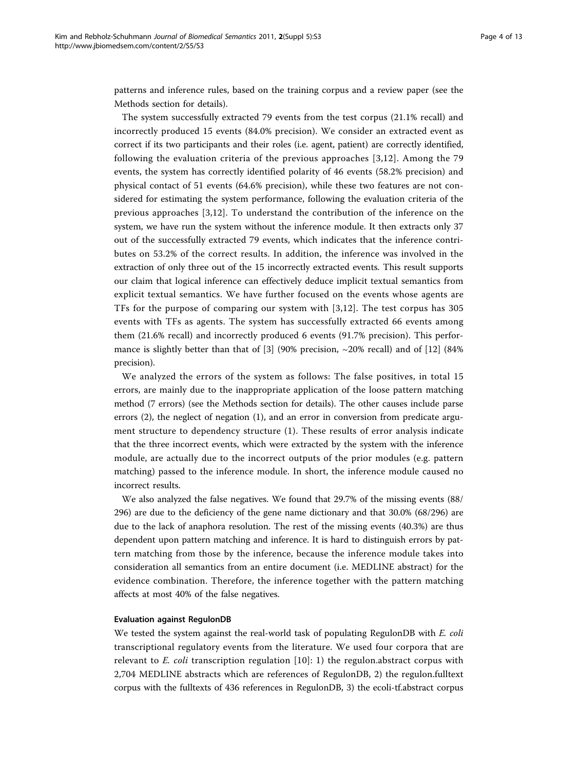patterns and inference rules, based on the training corpus and a review paper (see the Methods section for details).

The system successfully extracted 79 events from the test corpus (21.1% recall) and incorrectly produced 15 events (84.0% precision). We consider an extracted event as correct if its two participants and their roles (i.e. agent, patient) are correctly identified, following the evaluation criteria of the previous approaches [3,12]. Among the 79 events, the system has correctly identified polarity of 46 events (58.2% precision) and physical contact of 51 events (64.6% precision), while these two features are not considered for estimating the system performance, following the evaluation criteria of the previous approaches [3,12]. To understand the contribution of the inference on the system, we have run the system without the inference module. It then extracts only 37 out of the successfully extracted 79 events, which indicates that the inference contributes on 53.2% of the correct results. In addition, the inference was involved in the extraction of only three out of the 15 incorrectly extracted events. This result supports our claim that logical inference can effectively deduce implicit textual semantics from explicit textual semantics. We have further focused on the events whose agents are TFs for the purpose of comparing our system with [3,12]. The test corpus has 305 events with TFs as agents. The system has successfully extracted 66 events among them (21.6% recall) and incorrectly produced 6 events (91.7% precision). This performance is slightly better than that of [3] (90% precision, ~20% recall) and of [12] (84% precision).

We analyzed the errors of the system as follows: The false positives, in total 15 errors, are mainly due to the inappropriate application of the loose pattern matching method (7 errors) (see the Methods section for details). The other causes include parse errors (2), the neglect of negation (1), and an error in conversion from predicate argument structure to dependency structure (1). These results of error analysis indicate that the three incorrect events, which were extracted by the system with the inference module, are actually due to the incorrect outputs of the prior modules (e.g. pattern matching) passed to the inference module. In short, the inference module caused no incorrect results.

We also analyzed the false negatives. We found that 29.7% of the missing events (88/296) are due to the deficiency of the gene name dictionary and that 30.0% (68/296) are due to the lack of anaphora resolution. The rest of the missing events (40.3%) are thus dependent upon pattern matching and inference. It is hard to distinguish errors by pattern matching from those by the inference, because the inference module takes into consideration all semantics from an entire document (i.e. MEDLINE abstract) for the evidence combination. Therefore, the inference together with the pattern matching affects at most 40% of the false negatives.

#### Evaluation against RegulonDB

We tested the system against the real-world task of populating RegulonDB with *E. coli* transcriptional regulatory events from the literature. We used four corpora that are relevant to *E. coli* transcription regulation [10]: 1) the regulon.abstract corpus with 2,704 MEDLINE abstracts which are references of RegulonDB, 2) the regulon.fulltext corpus with the fulltexts of 436 references in RegulonDB, 3) the ecoli-tf.abstract corpus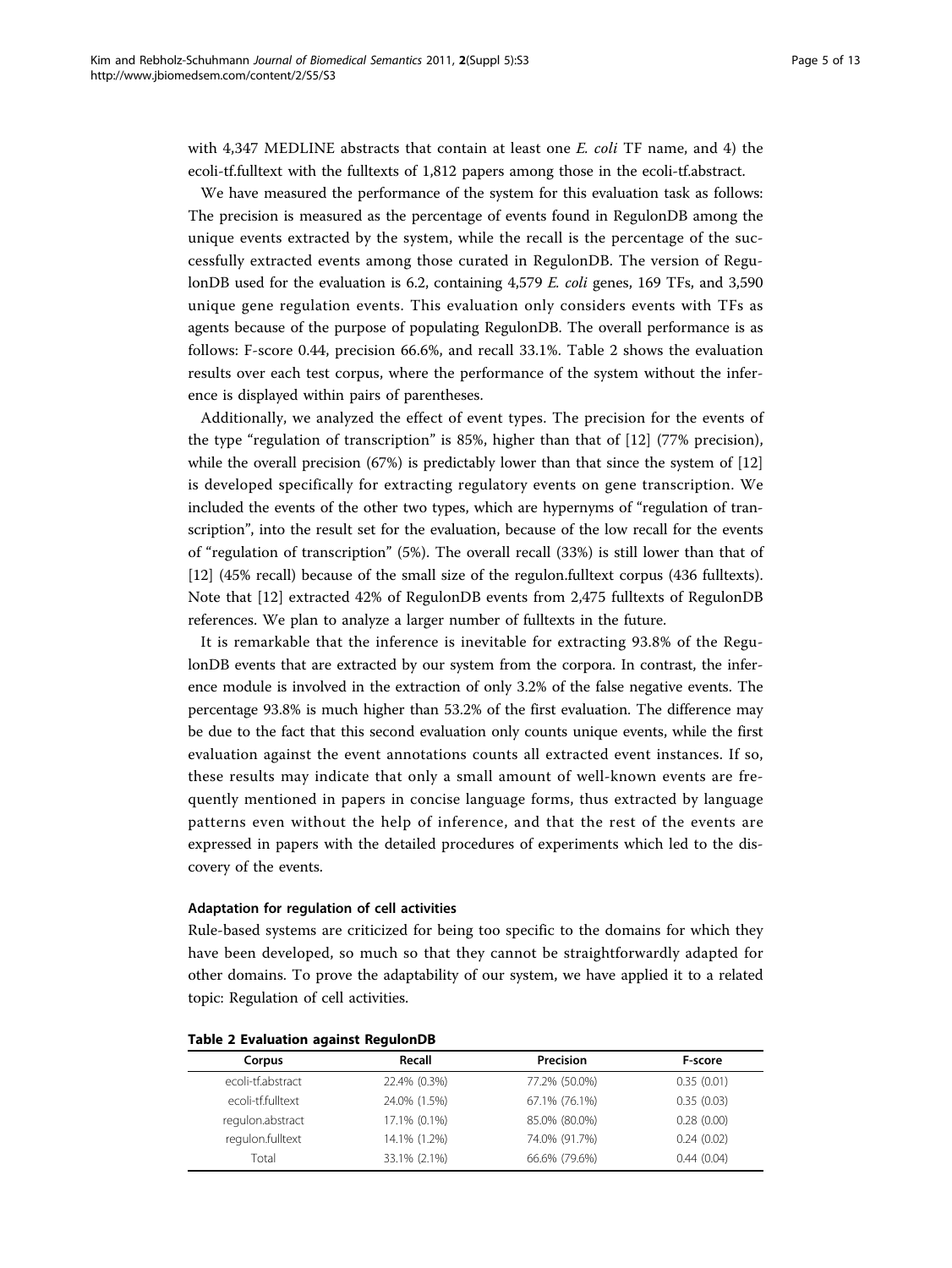with 4,347 MEDLINE abstracts that contain at least one *E. coli* TF name, and 4) the ecoli-tf.fulltext with the fulltexts of 1,812 papers among those in the ecoli-tf.abstract.

We have measured the performance of the system for this evaluation task as follows: The precision is measured as the percentage of events found in RegulonDB among the unique events extracted by the system, while the recall is the percentage of the successfully extracted events among those curated in RegulonDB. The version of RegulonDB used for the evaluation is 6.2, containing 4,579 *E. coli* genes, 169 TFs, and 3,590 unique gene regulation events. This evaluation only considers events with TFs as agents because of the purpose of populating RegulonDB. The overall performance is as follows: F-score 0.44, precision 66.6%, and recall 33.1%. Table 2 shows the evaluation results over each test corpus, where the performance of the system without the inference is displayed within pairs of parentheses.

Additionally, we analyzed the effect of event types. The precision for the events of the type "regulation of transcription" is 85%, higher than that of [12] (77% precision), while the overall precision (67%) is predictably lower than that since the system of [12] is developed specifically for extracting regulatory events on gene transcription. We included the events of the other two types, which are hypernyms of "regulation of transcription", into the result set for the evaluation, because of the low recall for the events of "regulation of transcription" (5%). The overall recall (33%) is still lower than that of [12] (45% recall) because of the small size of the regulon.fulltext corpus (436 fulltexts). Note that [12] extracted 42% of RegulonDB events from 2,475 fulltexts of RegulonDB references. We plan to analyze a larger number of fulltexts in the future.

It is remarkable that the inference is inevitable for extracting 93.8% of the RegulonDB events that are extracted by our system from the corpora. In contrast, the inference module is involved in the extraction of only 3.2% of the false negative events. The percentage 93.8% is much higher than 53.2% of the first evaluation. The difference may be due to the fact that this second evaluation only counts unique events, while the first evaluation against the event annotations counts all extracted event instances. If so, these results may indicate that only a small amount of well-known events are frequently mentioned in papers in concise language forms, thus extracted by language patterns even without the help of inference, and that the rest of the events are expressed in papers with the detailed procedures of experiments which led to the discovery of the events.

#### Adaptation for regulation of cell activities

Rule-based systems are criticized for being too specific to the domains for which they have been developed, so much so that they cannot be straightforwardly adapted for other domains. To prove the adaptability of our system, we have applied it to a related topic: Regulation of cell activities.

**Table 2 Evaluation against RegulonDB**

| Corpus | Recall | Precision | F-score |
|---|---|---|---|
| ecoli-tf.abstract | 22.4% (0.3%) | 77.2% (50.0%) | 0.35 (0.01) |
| ecoli-tf.fulltext | 24.0% (1.5%) | 67.1% (76.1%) | 0.35 (0.03) |
| regulon.abstract | 17.1% (0.1%) | 85.0% (80.0%) | 0.28 (0.00) |
| regulon.fulltext | 14.1% (1.2%) | 74.0% (91.7%) | 0.24 (0.02) |
| Total | 33.1% (2.1%) | 66.6% (79.6%) | 0.44 (0.04) |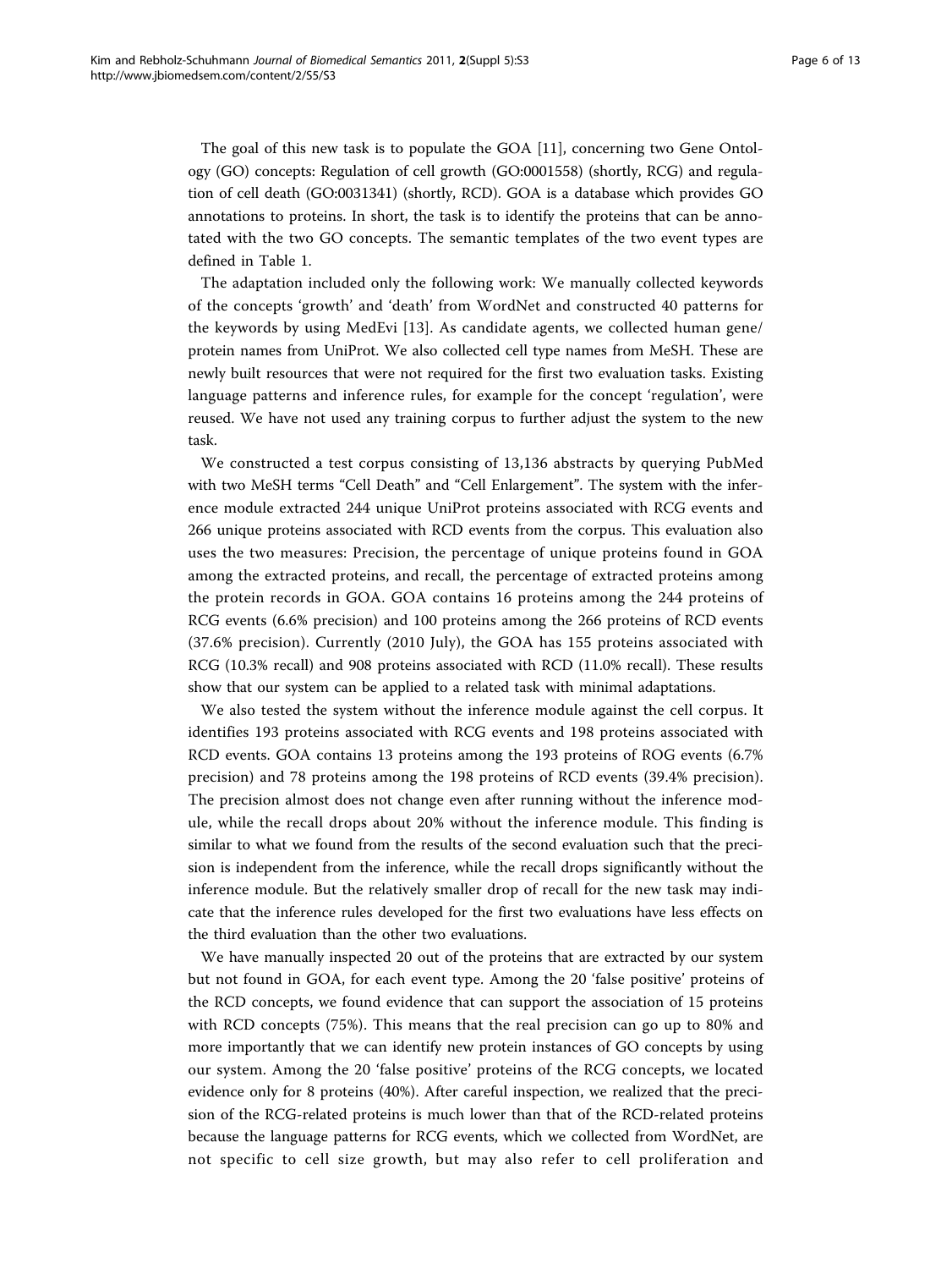The goal of this new task is to populate the GOA [11], concerning two Gene Ontology (GO) concepts: Regulation of cell growth (GO:0001558) (shortly, RCG) and regulation of cell death (GO:0031341) (shortly, RCD). GOA is a database which provides GO annotations to proteins. In short, the task is to identify the proteins that can be annotated with the two GO concepts. The semantic templates of the two event types are defined in Table 1.

The adaptation included only the following work: We manually collected keywords of the concepts 'growth' and 'death' from WordNet and constructed 40 patterns for the keywords by using MedEvi [13]. As candidate agents, we collected human gene/protein names from UniProt. We also collected cell type names from MeSH. These are newly built resources that were not required for the first two evaluation tasks. Existing language patterns and inference rules, for example for the concept 'regulation', were reused. We have not used any training corpus to further adjust the system to the new task.

We constructed a test corpus consisting of 13,136 abstracts by querying PubMed with two MeSH terms "Cell Death" and "Cell Enlargement". The system with the inference module extracted 244 unique UniProt proteins associated with RCG events and 266 unique proteins associated with RCD events from the corpus. This evaluation also uses the two measures: Precision, the percentage of unique proteins found in GOA among the extracted proteins, and recall, the percentage of extracted proteins among the protein records in GOA. GOA contains 16 proteins among the 244 proteins of RCG events (6.6% precision) and 100 proteins among the 266 proteins of RCD events (37.6% precision). Currently (2010 July), the GOA has 155 proteins associated with RCG (10.3% recall) and 908 proteins associated with RCD (11.0% recall). These results show that our system can be applied to a related task with minimal adaptations.

We also tested the system without the inference module against the cell corpus. It identifies 193 proteins associated with RCG events and 198 proteins associated with RCD events. GOA contains 13 proteins among the 193 proteins of ROG events (6.7% precision) and 78 proteins among the 198 proteins of RCD events (39.4% precision). The precision almost does not change even after running without the inference module, while the recall drops about 20% without the inference module. This finding is similar to what we found from the results of the second evaluation such that the precision is independent from the inference, while the recall drops significantly without the inference module. But the relatively smaller drop of recall for the new task may indicate that the inference rules developed for the first two evaluations have less effects on the third evaluation than the other two evaluations.

We have manually inspected 20 out of the proteins that are extracted by our system but not found in GOA, for each event type. Among the 20 'false positive' proteins of the RCD concepts, we found evidence that can support the association of 15 proteins with RCD concepts (75%). This means that the real precision can go up to 80% and more importantly that we can identify new protein instances of GO concepts by using our system. Among the 20 'false positive' proteins of the RCG concepts, we located evidence only for 8 proteins (40%). After careful inspection, we realized that the precision of the RCG-related proteins is much lower than that of the RCD-related proteins because the language patterns for RCG events, which we collected from WordNet, are not specific to cell size growth, but may also refer to cell proliferation and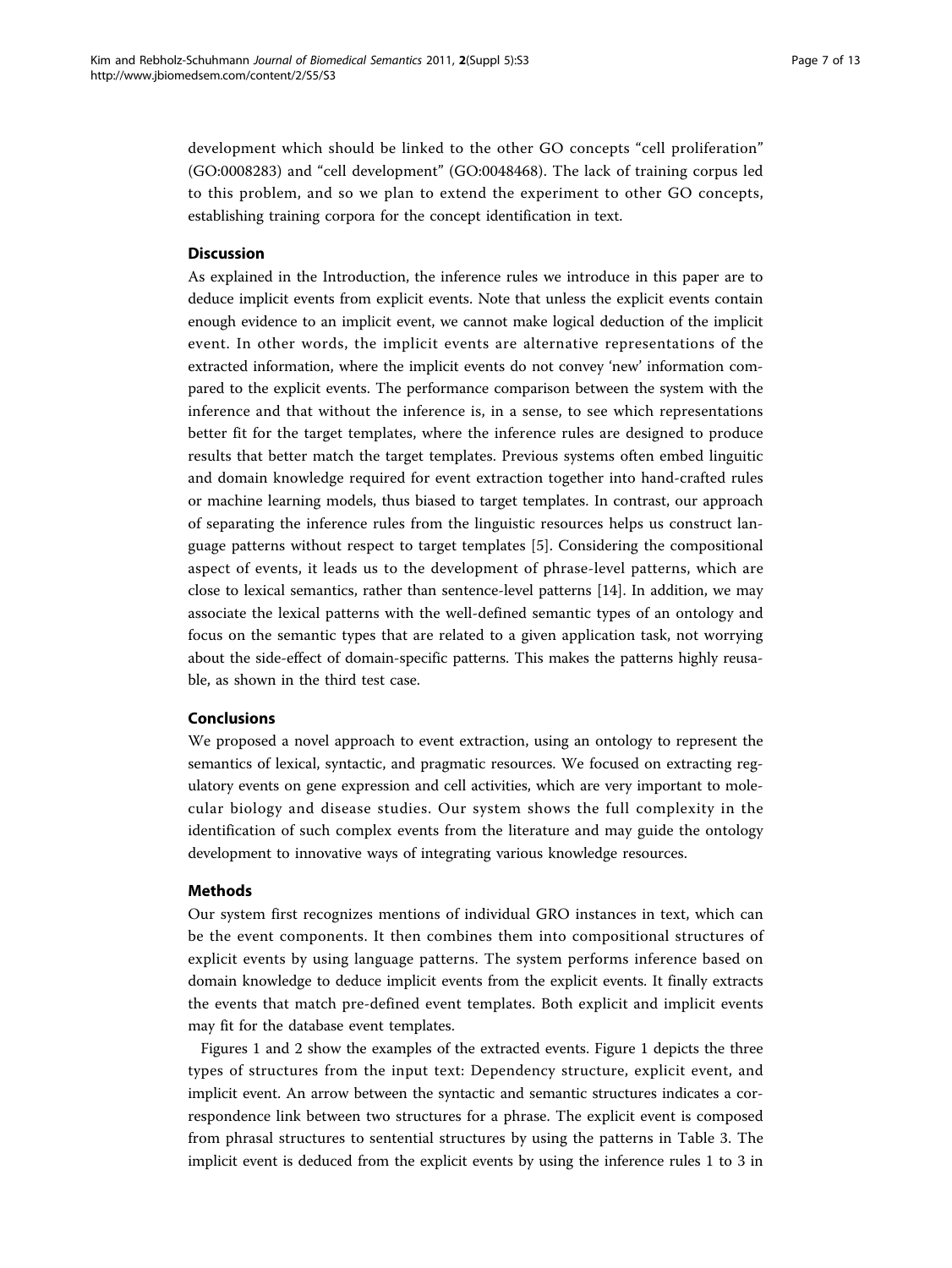development which should be linked to the other GO concepts "cell proliferation" (GO:0008283) and "cell development" (GO:0048468). The lack of training corpus led to this problem, and so we plan to extend the experiment to other GO concepts, establishing training corpora for the concept identification in text.

## Discussion

As explained in the Introduction, the inference rules we introduce in this paper are to deduce implicit events from explicit events. Note that unless the explicit events contain enough evidence to an implicit event, we cannot make logical deduction of the implicit event. In other words, the implicit events are alternative representations of the extracted information, where the implicit events do not convey 'new' information compared to the explicit events. The performance comparison between the system with the inference and that without the inference is, in a sense, to see which representations better fit for the target templates, where the inference rules are designed to produce results that better match the target templates. Previous systems often embed linguitic and domain knowledge required for event extraction together into hand-crafted rules or machine learning models, thus biased to target templates. In contrast, our approach of separating the inference rules from the linguistic resources helps us construct language patterns without respect to target templates [5]. Considering the compositional aspect of events, it leads us to the development of phrase-level patterns, which are close to lexical semantics, rather than sentence-level patterns [14]. In addition, we may associate the lexical patterns with the well-defined semantic types of an ontology and focus on the semantic types that are related to a given application task, not worrying about the side-effect of domain-specific patterns. This makes the patterns highly reusable, as shown in the third test case.

## Conclusions

We proposed a novel approach to event extraction, using an ontology to represent the semantics of lexical, syntactic, and pragmatic resources. We focused on extracting regulatory events on gene expression and cell activities, which are very important to molecular biology and disease studies. Our system shows the full complexity in the identification of such complex events from the literature and may guide the ontology development to innovative ways of integrating various knowledge resources.

## Methods

Our system first recognizes mentions of individual GRO instances in text, which can be the event components. It then combines them into compositional structures of explicit events by using language patterns. The system performs inference based on domain knowledge to deduce implicit events from the explicit events. It finally extracts the events that match pre-defined event templates. Both explicit and implicit events may fit for the database event templates.

Figures 1 and 2 show the examples of the extracted events. Figure 1 depicts the three types of structures from the input text: Dependency structure, explicit event, and implicit event. An arrow between the syntactic and semantic structures indicates a correspondence link between two structures for a phrase. The explicit event is composed from phrasal structures to sentential structures by using the patterns in Table 3. The implicit event is deduced from the explicit events by using the inference rules 1 to 3 in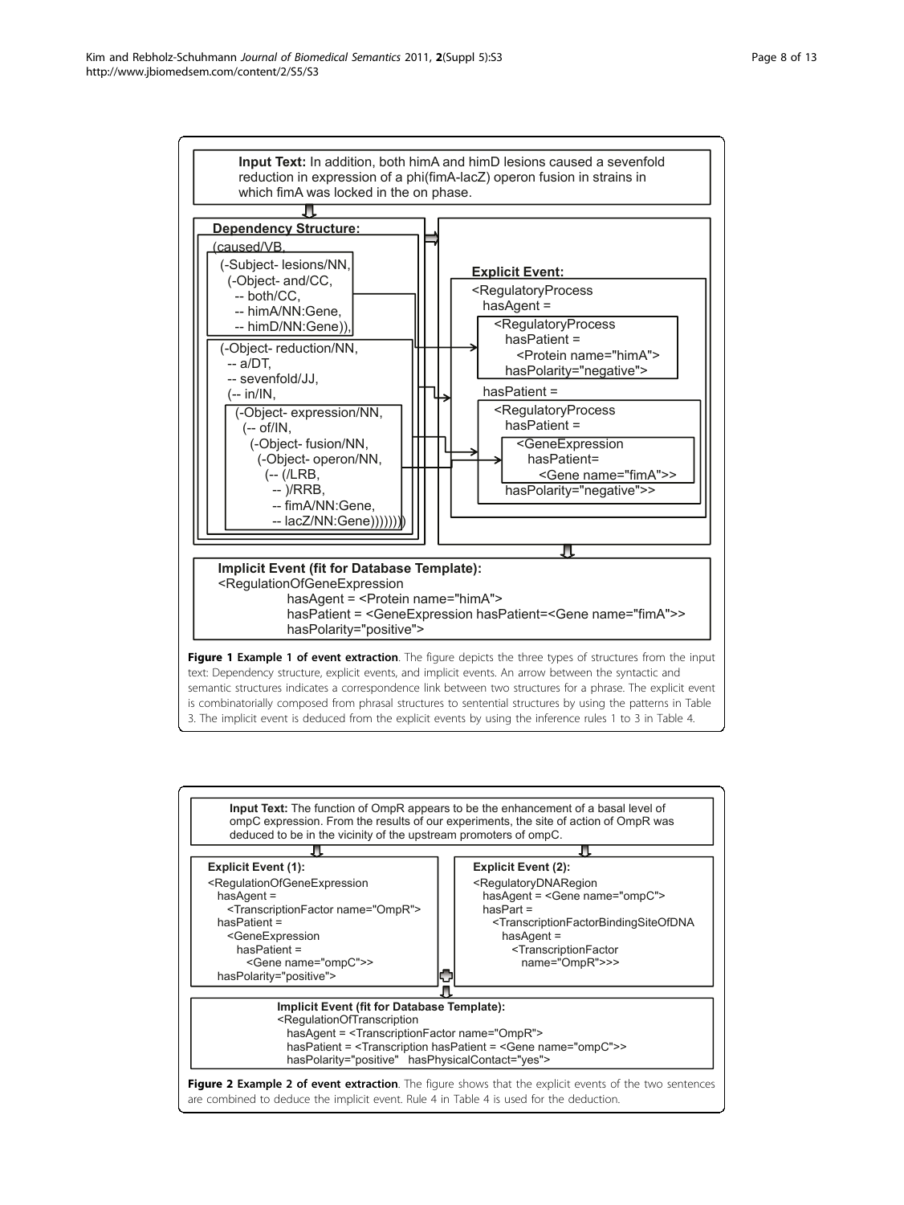**Input Text:** In addition, both himA and himD lesions caused a sevenfold reduction in expression of a phi(fimA-lacZ) operon fusion in strains in which fimA was locked in the on phase.

**Dependency Structure:**

```
(caused/VB,
  (-Subject- lesions/NN,
    (-Object- and/CC,
      -- both/CC,
      -- himA/NN:Gene,
      -- himD/NN:Gene)),
  (-Object- reduction/NN,
    -- a/DT,
    -- sevenfold/JJ,
    (-- in/IN,
      (-Object- expression/NN,
        (-- of/IN,
          (-Object- fusion/NN,
            (-Object- operon/NN,
              (-- (/LRB,
                -- )/RRB,
                -- fimA/NN:Gene,
                -- lacZ/NN:Gene))))))))
```

**Explicit Event:**

```
<RegulatoryProcess
  hasAgent =
    <RegulatoryProcess
      hasPatient =
        <Protein name="himA">
      hasPolarity="negative">
  hasPatient =
    <RegulatoryProcess
      hasPatient =
        <GeneExpression
          hasPatient=
            <Gene name="fimA">>
      hasPolarity="negative">>
```

**Implicit Event (fit for Database Template):**

```
<RegulationOfGeneExpression
    hasAgent = <Protein name="himA">
    hasPatient = <GeneExpression hasPatient=<Gene name="fimA">>
    hasPolarity="positive">
```

**Figure 1 Example 1 of event extraction**. The figure depicts the three types of structures from the input text: Dependency structure, explicit events, and implicit events. An arrow between the syntactic and semantic structures indicates a correspondence link between two structures for a phrase. The explicit event is combinatorially composed from phrasal structures to sentential structures by using the patterns in Table 3. The implicit event is deduced from the explicit events by using the inference rules 1 to 3 in Table 4.

**Input Text:** The function of OmpR appears to be the enhancement of a basal level of ompC expression. From the results of our experiments, the site of action of OmpR was deduced to be in the vicinity of the upstream promoters of ompC.

**Explicit Event (1):**

```
<RegulationOfGeneExpression
  hasAgent =
    <TranscriptionFactor name="OmpR">
  hasPatient =
    <GeneExpression
      hasPatient =
        <Gene name="ompC">>
  hasPolarity="positive">
```

**Explicit Event (2):**

```
<RegulatoryDNARegion
  hasAgent = <Gene name="ompC">
  hasPart =
    <TranscriptionFactorBindingSiteOfDNA
      hasAgent =
        <TranscriptionFactor
          name="OmpR">>>
```

**Implicit Event (fit for Database Template):**

```
<RegulationOfTranscription
  hasAgent = <TranscriptionFactor name="OmpR">
  hasPatient = <Transcription hasPatient = <Gene name="ompC">>
  hasPolarity="positive"   hasPhysicalContact="yes">
```

**Figure 2 Example 2 of event extraction**. The figure shows that the explicit events of the two sentences are combined to deduce the implicit event. Rule 4 in Table 4 is used for the deduction.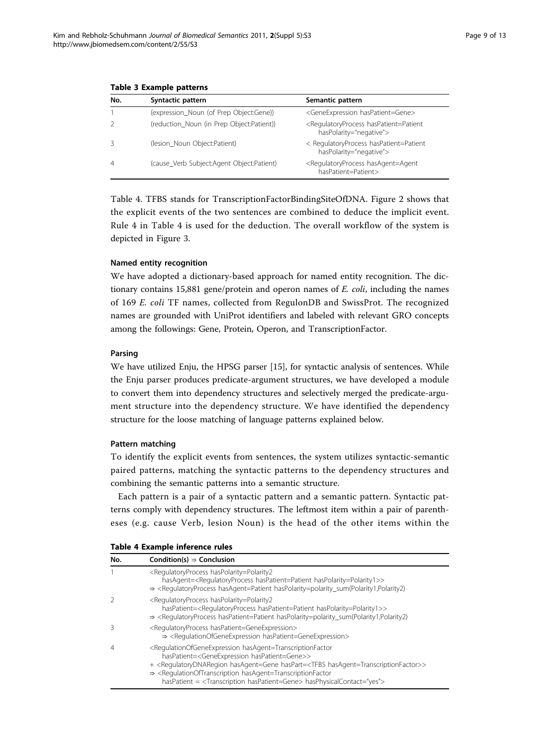**Table 3 Example patterns**

| No. | Syntactic pattern | Semantic pattern |
|---|---|---|
| 1 | (expression_Noun (of Prep Object:Gene)) | <GeneExpression hasPatient=Gene> |
| 2 | (reduction_Noun (in Prep Object:Patient)) | <RegulatoryProcess hasPatient=Patient hasPolarity="negative"> |
| 3 | (lesion_Noun Object:Patient) | < RegulatoryProcess hasPatient=Patient hasPolarity="negative"> |
| 4 | (cause_Verb Subject:Agent Object:Patient) | <RegulatoryProcess hasAgent=Agent hasPatient=Patient> |

Table 4. TFBS stands for TranscriptionFactorBindingSiteOfDNA. Figure 2 shows that the explicit events of the two sentences are combined to deduce the implicit event. Rule 4 in Table 4 is used for the deduction. The overall workflow of the system is depicted in Figure 3.

#### Named entity recognition

We have adopted a dictionary-based approach for named entity recognition. The dictionary contains 15,881 gene/protein and operon names of *E. coli*, including the names of 169 *E. coli* TF names, collected from RegulonDB and SwissProt. The recognized names are grounded with UniProt identifiers and labeled with relevant GRO concepts among the followings: Gene, Protein, Operon, and TranscriptionFactor.

#### Parsing

We have utilized Enju, the HPSG parser [15], for syntactic analysis of sentences. While the Enju parser produces predicate-argument structures, we have developed a module to convert them into dependency structures and selectively merged the predicate-argument structure into the dependency structure. We have identified the dependency structure for the loose matching of language patterns explained below.

#### Pattern matching

To identify the explicit events from sentences, the system utilizes syntactic-semantic paired patterns, matching the syntactic patterns to the dependency structures and combining the semantic patterns into a semantic structure.

Each pattern is a pair of a syntactic pattern and a semantic pattern. Syntactic patterns comply with dependency structures. The leftmost item within a pair of parentheses (e.g. cause Verb, lesion Noun) is the head of the other items within the

**Table 4 Example inference rules**

| No. | Condition(s) ⇒ Conclusion |
|---|---|
| 1 | <RegulatoryProcess hasPolarity=Polarity2 hasAgent=<RegulatoryProcess hasPatient=Patient hasPolarity=Polarity1>> ⇒ <RegulatoryProcess hasAgent=Patient hasPolarity=polarity_sum(Polarity1,Polarity2) |
| 2 | <RegulatoryProcess hasPolarity=Polarity2 hasPatient=<RegulatoryProcess hasPatient=Patient hasPolarity=Polarity1>> ⇒ <RegulatoryProcess hasPatient=Patient hasPolarity=polarity_sum(Polarity1,Polarity2) |
| 3 | <RegulatoryProcess hasPatient=GeneExpression> ⇒ <RegulationOfGeneExpression hasPatient=GeneExpression> |
| 4 | <RegulationOfGeneExpression hasAgent=TranscriptionFactor hasPatient=<GeneExpression hasPatient=Gene>> + <RegulatoryDNARegion hasAgent=Gene hasPart=<TFBS hasAgent=TranscriptionFactor>> ⇒ <RegulationOfTranscription hasAgent=TranscriptionFactor hasPatient = <Transcription hasPatient=Gene> hasPhysicalContact="yes"> |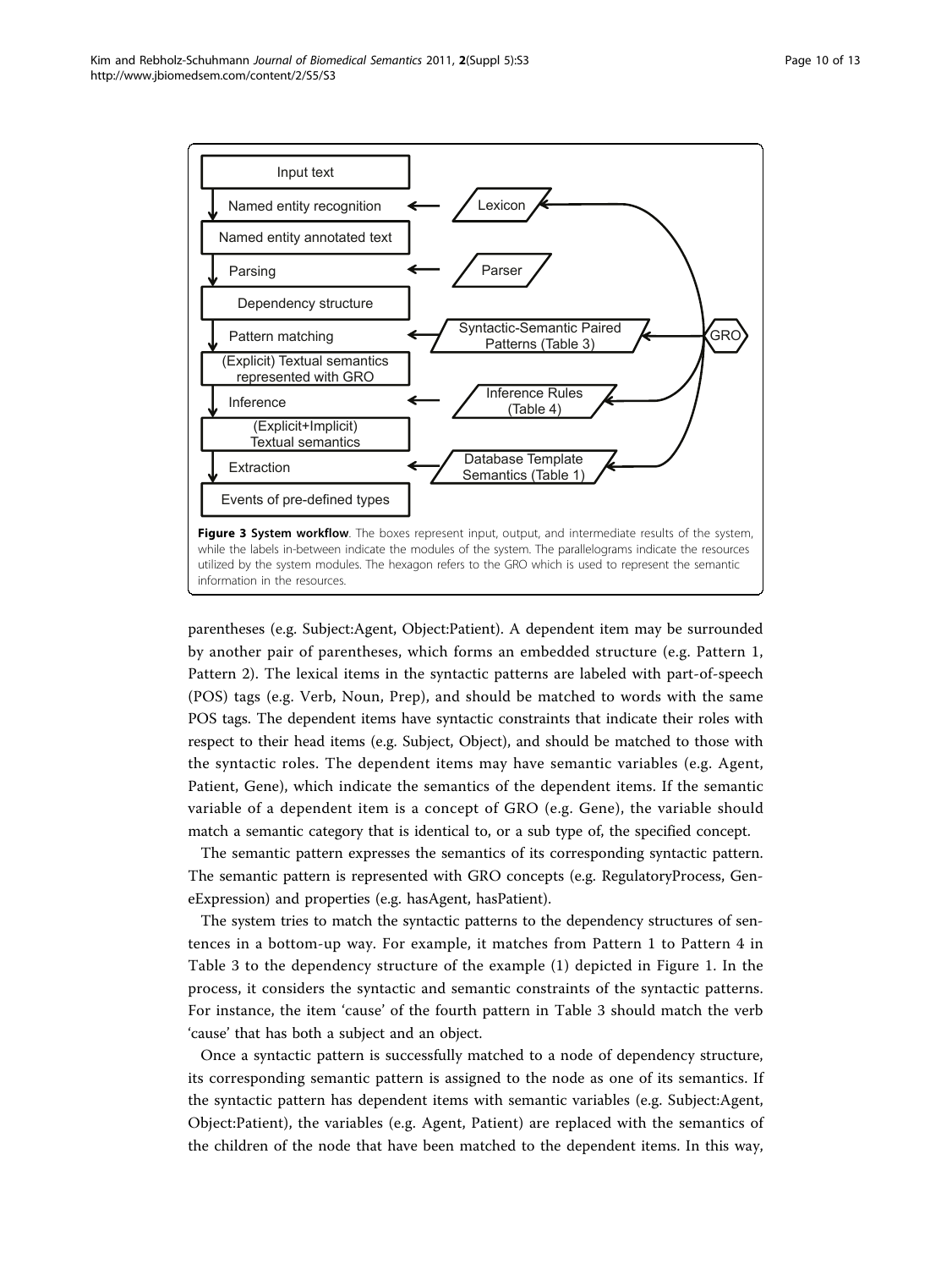**Figure 3 System workflow**. The boxes represent input, output, and intermediate results of the system, while the labels in-between indicate the modules of the system. The parallelograms indicate the resources utilized by the system modules. The hexagon refers to the GRO which is used to represent the semantic information in the resources.

parentheses (e.g. Subject:Agent, Object:Patient). A dependent item may be surrounded by another pair of parentheses, which forms an embedded structure (e.g. Pattern 1, Pattern 2). The lexical items in the syntactic patterns are labeled with part-of-speech (POS) tags (e.g. Verb, Noun, Prep), and should be matched to words with the same POS tags. The dependent items have syntactic constraints that indicate their roles with respect to their head items (e.g. Subject, Object), and should be matched to those with the syntactic roles. The dependent items may have semantic variables (e.g. Agent, Patient, Gene), which indicate the semantics of the dependent items. If the semantic variable of a dependent item is a concept of GRO (e.g. Gene), the variable should match a semantic category that is identical to, or a sub type of, the specified concept.

The semantic pattern expresses the semantics of its corresponding syntactic pattern. The semantic pattern is represented with GRO concepts (e.g. RegulatoryProcess, GeneExpression) and properties (e.g. hasAgent, hasPatient).

The system tries to match the syntactic patterns to the dependency structures of sentences in a bottom-up way. For example, it matches from Pattern 1 to Pattern 4 in Table 3 to the dependency structure of the example (1) depicted in Figure 1. In the process, it considers the syntactic and semantic constraints of the syntactic patterns. For instance, the item 'cause' of the fourth pattern in Table 3 should match the verb 'cause' that has both a subject and an object.

Once a syntactic pattern is successfully matched to a node of dependency structure, its corresponding semantic pattern is assigned to the node as one of its semantics. If the syntactic pattern has dependent items with semantic variables (e.g. Subject:Agent, Object:Patient), the variables (e.g. Agent, Patient) are replaced with the semantics of the children of the node that have been matched to the dependent items. In this way,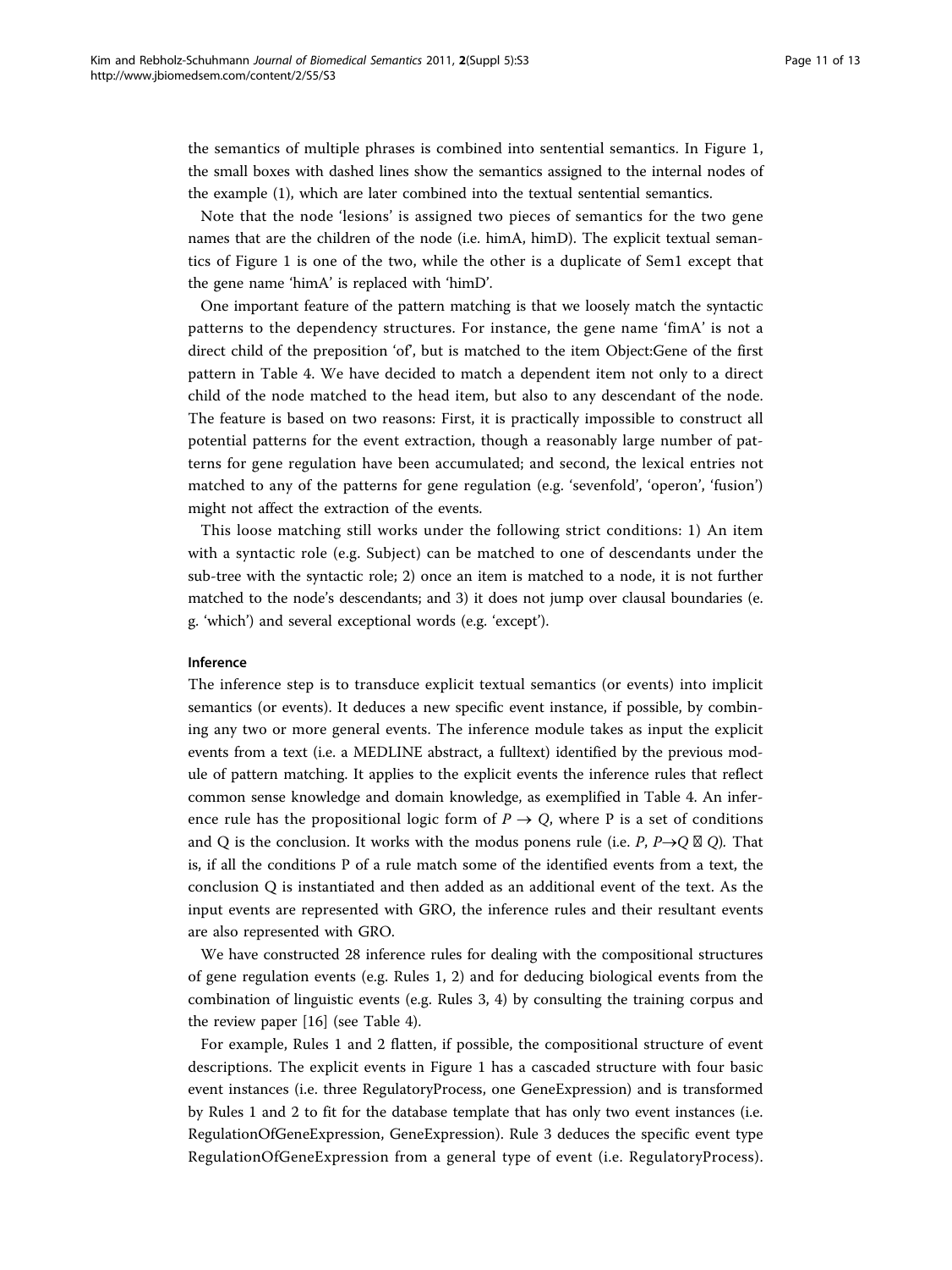the semantics of multiple phrases is combined into sentential semantics. In Figure 1, the small boxes with dashed lines show the semantics assigned to the internal nodes of the example (1), which are later combined into the textual sentential semantics.

Note that the node 'lesions' is assigned two pieces of semantics for the two gene names that are the children of the node (i.e. himA, himD). The explicit textual semantics of Figure 1 is one of the two, while the other is a duplicate of Sem1 except that the gene name 'himA' is replaced with 'himD'.

One important feature of the pattern matching is that we loosely match the syntactic patterns to the dependency structures. For instance, the gene name 'fimA' is not a direct child of the preposition 'of', but is matched to the item Object:Gene of the first pattern in Table 4. We have decided to match a dependent item not only to a direct child of the node matched to the head item, but also to any descendant of the node. The feature is based on two reasons: First, it is practically impossible to construct all potential patterns for the event extraction, though a reasonably large number of patterns for gene regulation have been accumulated; and second, the lexical entries not matched to any of the patterns for gene regulation (e.g. 'sevenfold', 'operon', 'fusion') might not affect the extraction of the events.

This loose matching still works under the following strict conditions: 1) An item with a syntactic role (e.g. Subject) can be matched to one of descendants under the sub-tree with the syntactic role; 2) once an item is matched to a node, it is not further matched to the node's descendants; and 3) it does not jump over clausal boundaries (e.g. 'which') and several exceptional words (e.g. 'except').

#### Inference

The inference step is to transduce explicit textual semantics (or events) into implicit semantics (or events). It deduces a new specific event instance, if possible, by combining any two or more general events. The inference module takes as input the explicit events from a text (i.e. a MEDLINE abstract, a fulltext) identified by the previous module of pattern matching. It applies to the explicit events the inference rules that reflect common sense knowledge and domain knowledge, as exemplified in Table 4. An inference rule has the propositional logic form of $P \rightarrow Q$, where P is a set of conditions and Q is the conclusion. It works with the modus ponens rule (i.e. $P$, $P \rightarrow Q \vdash Q$). That is, if all the conditions P of a rule match some of the identified events from a text, the conclusion Q is instantiated and then added as an additional event of the text. As the input events are represented with GRO, the inference rules and their resultant events are also represented with GRO.

We have constructed 28 inference rules for dealing with the compositional structures of gene regulation events (e.g. Rules 1, 2) and for deducing biological events from the combination of linguistic events (e.g. Rules 3, 4) by consulting the training corpus and the review paper [16] (see Table 4).

For example, Rules 1 and 2 flatten, if possible, the compositional structure of event descriptions. The explicit events in Figure 1 has a cascaded structure with four basic event instances (i.e. three RegulatoryProcess, one GeneExpression) and is transformed by Rules 1 and 2 to fit for the database template that has only two event instances (i.e. RegulationOfGeneExpression, GeneExpression). Rule 3 deduces the specific event type RegulationOfGeneExpression from a general type of event (i.e. RegulatoryProcess).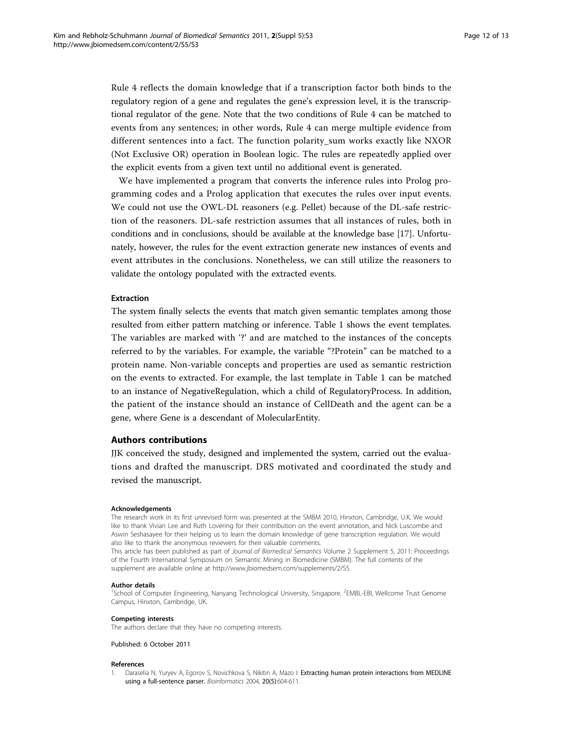Rule 4 reflects the domain knowledge that if a transcription factor both binds to the regulatory region of a gene and regulates the gene's expression level, it is the transcriptional regulator of the gene. Note that the two conditions of Rule 4 can be matched to events from any sentences; in other words, Rule 4 can merge multiple evidence from different sentences into a fact. The function polarity_sum works exactly like NXOR (Not Exclusive OR) operation in Boolean logic. The rules are repeatedly applied over the explicit events from a given text until no additional event is generated.

We have implemented a program that converts the inference rules into Prolog programming codes and a Prolog application that executes the rules over input events. We could not use the OWL-DL reasoners (e.g. Pellet) because of the DL-safe restriction of the reasoners. DL-safe restriction assumes that all instances of rules, both in conditions and in conclusions, should be available at the knowledge base [17]. Unfortunately, however, the rules for the event extraction generate new instances of events and event attributes in the conclusions. Nonetheless, we can still utilize the reasoners to validate the ontology populated with the extracted events.

### Extraction

The system finally selects the events that match given semantic templates among those resulted from either pattern matching or inference. Table 1 shows the event templates. The variables are marked with '?' and are matched to the instances of the concepts referred to by the variables. For example, the variable "?Protein" can be matched to a protein name. Non-variable concepts and properties are used as semantic restriction on the events to extracted. For example, the last template in Table 1 can be matched to an instance of NegativeRegulation, which a child of RegulatoryProcess. In addition, the patient of the instance should an instance of CellDeath and the agent can be a gene, where Gene is a descendant of MolecularEntity.

## Authors contributions

JJK conceived the study, designed and implemented the system, carried out the evaluations and drafted the manuscript. DRS motivated and coordinated the study and revised the manuscript.

#### Acknowledgements

The research work in its first unrevised form was presented at the SMBM 2010, Hinxton, Cambridge, U.K. We would like to thank Vivian Lee and Ruth Lovering for their contribution on the event annotation, and Nick Luscombe and Aswin Seshasayee for their helping us to learn the domain knowledge of gene transcription regulation. We would also like to thank the anonymous reviewers for their valuable comments.

This article has been published as part of *Journal of Biomedical Semantics* Volume 2 Supplement 5, 2011: Proceedings of the Fourth International Symposium on Semantic Mining in Biomedicine (SMBM). The full contents of the supplement are available online at http://www.jbiomedsem.com/supplements/2/S5.

#### Author details

[1]School of Computer Engineering, Nanyang Technological University, Singapore. [2]EMBL-EBI, Wellcome Trust Genome Campus, Hinxton, Cambridge, UK.

#### Competing interests

The authors declare that they have no competing interests.

Published: 6 October 2011

#### References

1. Daraselia N, Yuryev A, Egorov S, Novichkova S, Nikitin A, Mazo I: **Extracting human protein interactions from MEDLINE using a full-sentence parser.** *Bioinformatics* 2004, **20(5)**:604-611.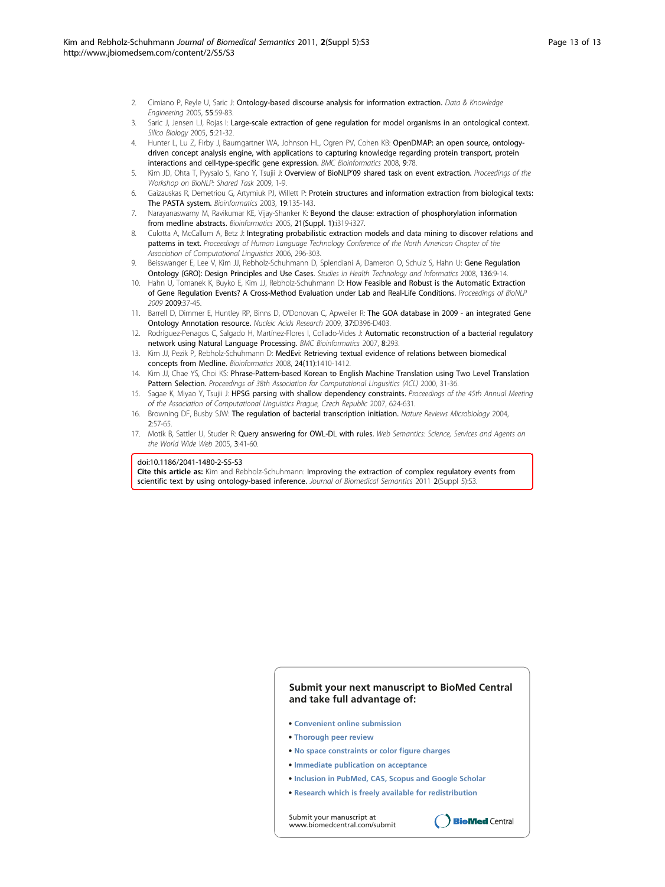2. Cimiano P, Reyle U, Saric J: **Ontology-based discourse analysis for information extraction.** *Data & Knowledge Engineering* 2005, **55**:59-83.
3. Saric J, Jensen LJ, Rojas I: **Large-scale extraction of gene regulation for model organisms in an ontological context.** *Silico Biology* 2005, **5**:21-32.
4. Hunter L, Lu Z, Firby J, Baumgartner WA, Johnson HL, Ogren PV, Cohen KB: **OpenDMAP: an open source, ontology-driven concept analysis engine, with applications to capturing knowledge regarding protein transport, protein interactions and cell-type-specific gene expression.** *BMC Bioinformatics* 2008, **9**:78.
5. Kim JD, Ohta T, Pyysalo S, Kano Y, Tsujii J: **Overview of BioNLP'09 shared task on event extraction.** *Proceedings of the Workshop on BioNLP: Shared Task* 2009, 1-9.
6. Gaizauskas R, Demetriou G, Artymiuk PJ, Willett P: **Protein structures and information extraction from biological texts: The PASTA system.** *Bioinformatics* 2003, **19**:135-143.
7. Narayanaswamy M, Ravikumar KE, Vijay-Shanker K: **Beyond the clause: extraction of phosphorylation information from medline abstracts.** *Bioinformatics* 2005, **21(Suppl. 1)**:i319-i327.
8. Culotta A, McCallum A, Betz J: **Integrating probabilistic extraction models and data mining to discover relations and patterns in text.** *Proceedings of Human Language Technology Conference of the North American Chapter of the Association of Computational Linguistics* 2006, 296-303.
9. Beisswanger E, Lee V, Kim JJ, Rebholz-Schuhmann D, Splendiani A, Dameron O, Schulz S, Hahn U: **Gene Regulation Ontology (GRO): Design Principles and Use Cases.** *Studies in Health Technology and Informatics* 2008, **136**:9-14.
10. Hahn U, Tomanek K, Buyko E, Kim JJ, Rebholz-Schuhmann D: **How Feasible and Robust is the Automatic Extraction of Gene Regulation Events? A Cross-Method Evaluation under Lab and Real-Life Conditions.** *Proceedings of BioNLP 2009* **2009**:37-45.
11. Barrell D, Dimmer E, Huntley RP, Binns D, O'Donovan C, Apweiler R: **The GOA database in 2009 - an integrated Gene Ontology Annotation resource.** *Nucleic Acids Research* 2009, **37**:D396-D403.
12. Rodríguez-Penagos C, Salgado H, Martínez-Flores I, Collado-Vides J: **Automatic reconstruction of a bacterial regulatory network using Natural Language Processing.** *BMC Bioinformatics* 2007, **8**:293.
13. Kim JJ, Pezik P, Rebholz-Schuhmann D: **MedEvi: Retrieving textual evidence of relations between biomedical concepts from Medline.** *Bioinformatics* 2008, **24(11)**:1410-1412.
14. Kim JJ, Chae YS, Choi KS: **Phrase-Pattern-based Korean to English Machine Translation using Two Level Translation Pattern Selection.** *Proceedings of 38th Association for Computational Lingusitics (ACL)* 2000, 31-36.
15. Sagae K, Miyao Y, Tsujii J: **HPSG parsing with shallow dependency constraints.** *Proceedings of the 45th Annual Meeting of the Association of Computational Linguistics Prague, Czech Republic* 2007, 624-631.
16. Browning DF, Busby SJW: **The regulation of bacterial transcription initiation.** *Nature Reviews Microbiology* 2004, **2**:57-65.
17. Motik B, Sattler U, Studer R: **Query answering for OWL-DL with rules.** *Web Semantics: Science, Services and Agents on the World Wide Web* 2005, **3**:41-60.

doi:10.1186/2041-1480-2-S5-S3
**Cite this article as:** Kim and Rebholz-Schuhmann: Improving the extraction of complex regulatory events from scientific text by using ontology-based inference. *Journal of Biomedical Semantics* 2011 **2**(Suppl 5):S3.

**Submit your next manuscript to BioMed Central and take full advantage of:**

- **Convenient online submission**
- **Thorough peer review**
- **No space constraints or color figure charges**
- **Immediate publication on acceptance**
- **Inclusion in PubMed, CAS, Scopus and Google Scholar**
- **Research which is freely available for redistribution**

Submit your manuscript at
www.biomedcentral.com/submit

BioMed Central